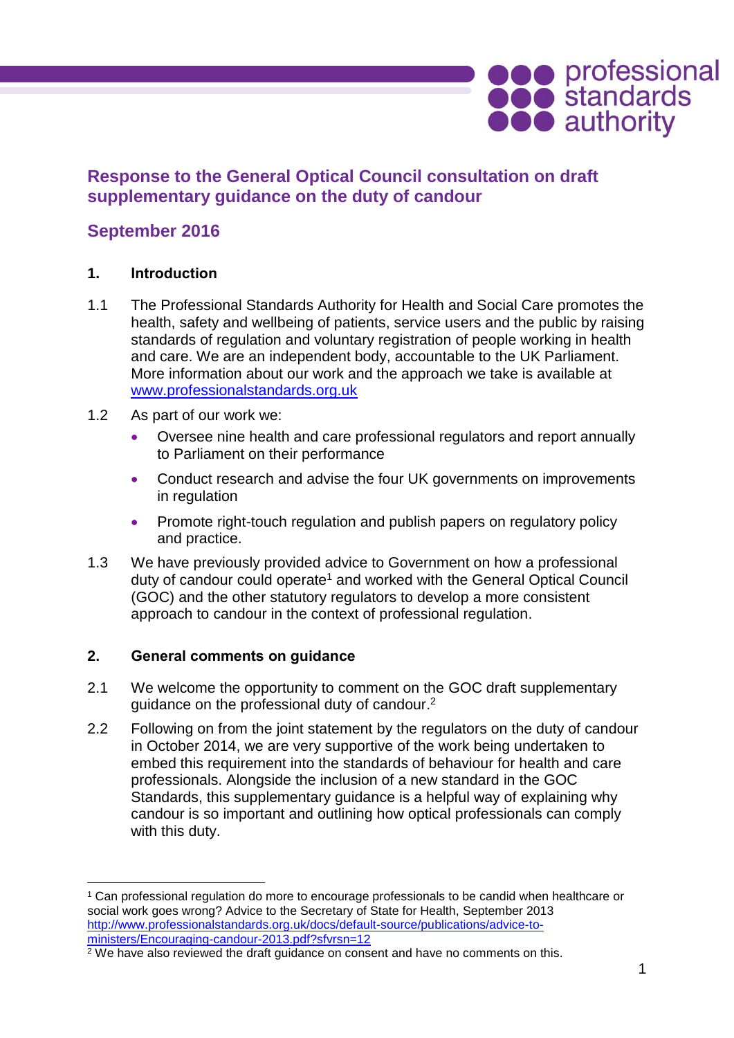# Response to the General Optical Council consultation on draft supplementary guidance on the duty of candour

## September 2016

### 1. Introduction

1.1 The Professional Standards Authority for Health and Social Care promotes the health, safety and wellbeing of patients, service users and the public by raising standards of regulation and voluntary registration of people working in health and care. We are an independent body, accountable to the UK Parliament. More information about our work and the approach we take is available at www.professionalstandards.org.uk

1.2 As part of our work we:

- Oversee nine health and care professional regulators and report annually to Parliament on their performance
- Conduct research and advise the four UK governments on improvements in regulation
- Promote right-touch regulation and publish papers on regulatory policy and practice.

1.3 We have previously provided advice to Government on how a professional duty of candour could operate[1] and worked with the General Optical Council (GOC) and the other statutory regulators to develop a more consistent approach to candour in the context of professional regulation.

### 2. General comments on guidance

2.1 We welcome the opportunity to comment on the GOC draft supplementary guidance on the professional duty of candour.[2]

2.2 Following on from the joint statement by the regulators on the duty of candour in October 2014, we are very supportive of the work being undertaken to embed this requirement into the standards of behaviour for health and care professionals. Alongside the inclusion of a new standard in the GOC Standards, this supplementary guidance is a helpful way of explaining why candour is so important and outlining how optical professionals can comply with this duty.

---

[1] Can professional regulation do more to encourage professionals to be candid when healthcare or social work goes wrong? Advice to the Secretary of State for Health, September 2013 http://www.professionalstandards.org.uk/docs/default-source/publications/advice-to-ministers/Encouraging-candour-2013.pdf?sfvrsn=12

[2] We have also reviewed the draft guidance on consent and have no comments on this.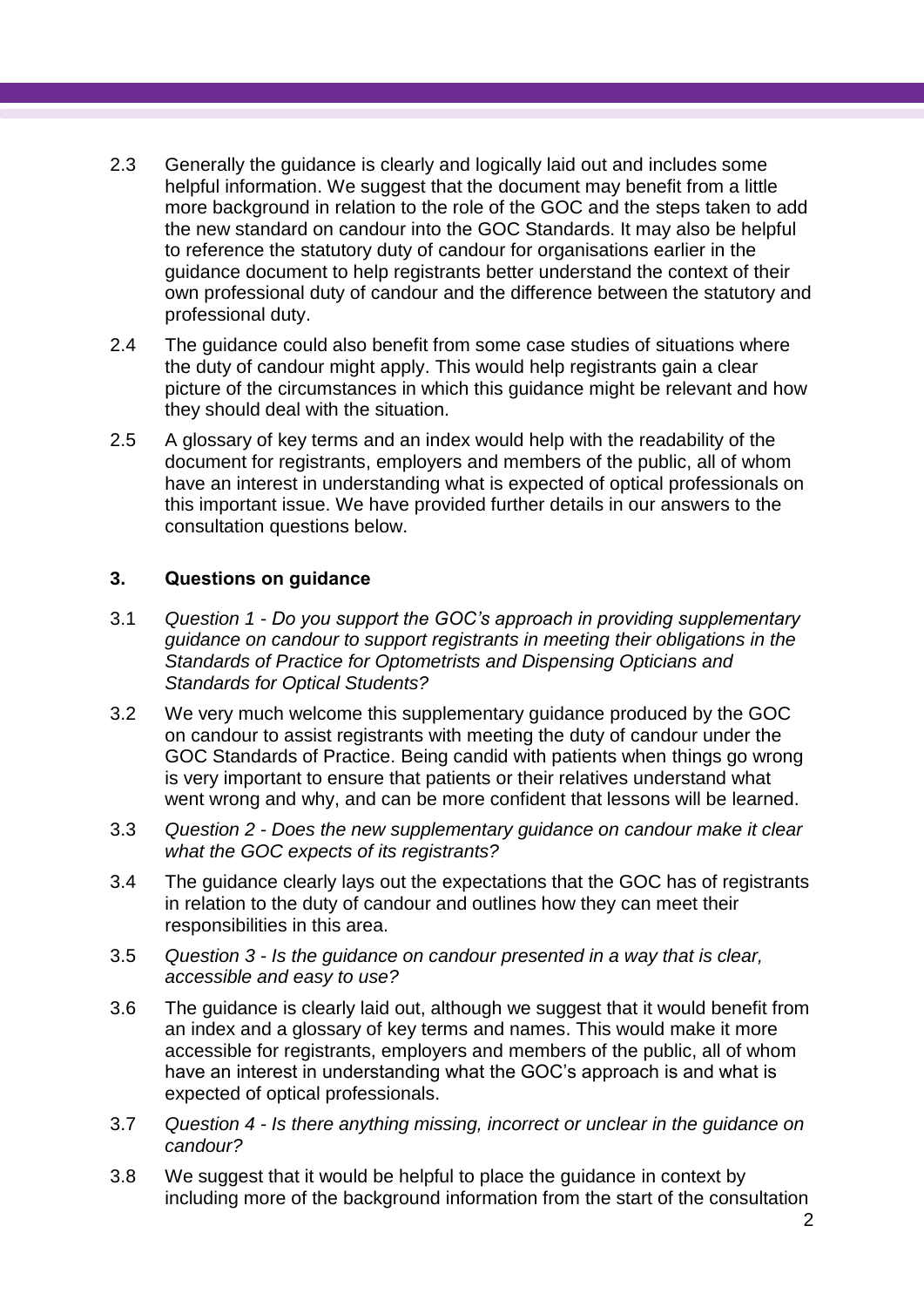2.3 Generally the guidance is clearly and logically laid out and includes some helpful information. We suggest that the document may benefit from a little more background in relation to the role of the GOC and the steps taken to add the new standard on candour into the GOC Standards. It may also be helpful to reference the statutory duty of candour for organisations earlier in the guidance document to help registrants better understand the context of their own professional duty of candour and the difference between the statutory and professional duty.

2.4 The guidance could also benefit from some case studies of situations where the duty of candour might apply. This would help registrants gain a clear picture of the circumstances in which this guidance might be relevant and how they should deal with the situation.

2.5 A glossary of key terms and an index would help with the readability of the document for registrants, employers and members of the public, all of whom have an interest in understanding what is expected of optical professionals on this important issue. We have provided further details in our answers to the consultation questions below.

## 3. Questions on guidance

3.1 *Question 1 - Do you support the GOC's approach in providing supplementary guidance on candour to support registrants in meeting their obligations in the Standards of Practice for Optometrists and Dispensing Opticians and Standards for Optical Students?*

3.2 We very much welcome this supplementary guidance produced by the GOC on candour to assist registrants with meeting the duty of candour under the GOC Standards of Practice. Being candid with patients when things go wrong is very important to ensure that patients or their relatives understand what went wrong and why, and can be more confident that lessons will be learned.

3.3 *Question 2 - Does the new supplementary guidance on candour make it clear what the GOC expects of its registrants?*

3.4 The guidance clearly lays out the expectations that the GOC has of registrants in relation to the duty of candour and outlines how they can meet their responsibilities in this area.

3.5 *Question 3 - Is the guidance on candour presented in a way that is clear, accessible and easy to use?*

3.6 The guidance is clearly laid out, although we suggest that it would benefit from an index and a glossary of key terms and names. This would make it more accessible for registrants, employers and members of the public, all of whom have an interest in understanding what the GOC's approach is and what is expected of optical professionals.

3.7 *Question 4 - Is there anything missing, incorrect or unclear in the guidance on candour?*

3.8 We suggest that it would be helpful to place the guidance in context by including more of the background information from the start of the consultation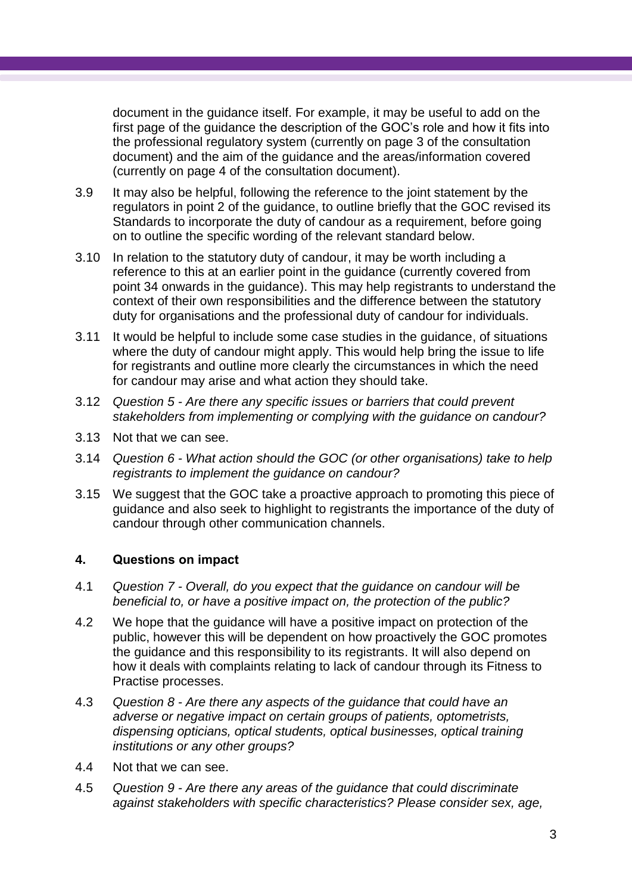document in the guidance itself. For example, it may be useful to add on the first page of the guidance the description of the GOC's role and how it fits into the professional regulatory system (currently on page 3 of the consultation document) and the aim of the guidance and the areas/information covered (currently on page 4 of the consultation document).

3.9 It may also be helpful, following the reference to the joint statement by the regulators in point 2 of the guidance, to outline briefly that the GOC revised its Standards to incorporate the duty of candour as a requirement, before going on to outline the specific wording of the relevant standard below.

3.10 In relation to the statutory duty of candour, it may be worth including a reference to this at an earlier point in the guidance (currently covered from point 34 onwards in the guidance). This may help registrants to understand the context of their own responsibilities and the difference between the statutory duty for organisations and the professional duty of candour for individuals.

3.11 It would be helpful to include some case studies in the guidance, of situations where the duty of candour might apply. This would help bring the issue to life for registrants and outline more clearly the circumstances in which the need for candour may arise and what action they should take.

3.12 *Question 5 - Are there any specific issues or barriers that could prevent stakeholders from implementing or complying with the guidance on candour?*

3.13 Not that we can see.

3.14 *Question 6 - What action should the GOC (or other organisations) take to help registrants to implement the guidance on candour?*

3.15 We suggest that the GOC take a proactive approach to promoting this piece of guidance and also seek to highlight to registrants the importance of the duty of candour through other communication channels.

## 4. Questions on impact

4.1 *Question 7 - Overall, do you expect that the guidance on candour will be beneficial to, or have a positive impact on, the protection of the public?*

4.2 We hope that the guidance will have a positive impact on protection of the public, however this will be dependent on how proactively the GOC promotes the guidance and this responsibility to its registrants. It will also depend on how it deals with complaints relating to lack of candour through its Fitness to Practise processes.

4.3 *Question 8 - Are there any aspects of the guidance that could have an adverse or negative impact on certain groups of patients, optometrists, dispensing opticians, optical students, optical businesses, optical training institutions or any other groups?*

4.4 Not that we can see.

4.5 *Question 9 - Are there any areas of the guidance that could discriminate against stakeholders with specific characteristics? Please consider sex, age,*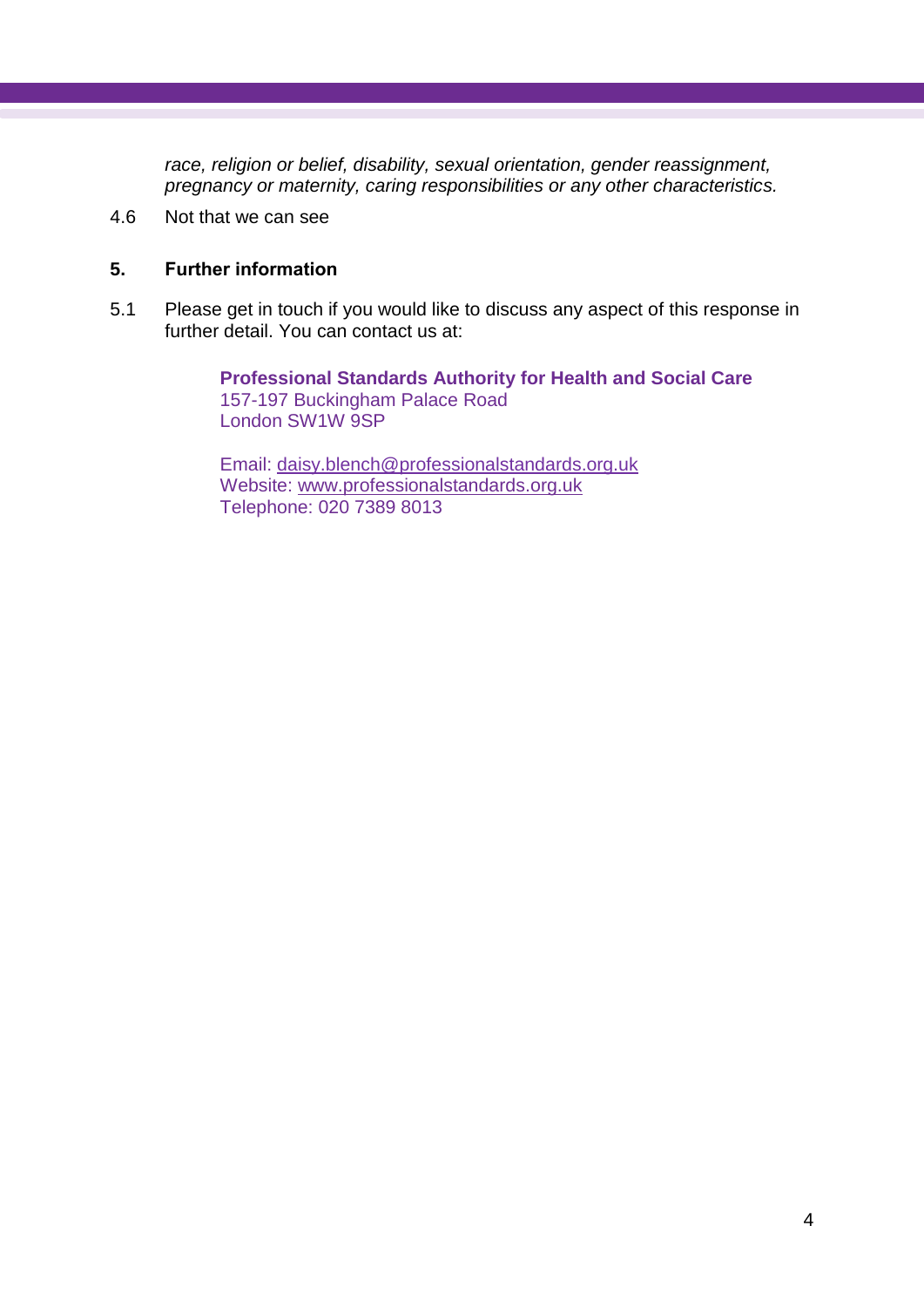*race, religion or belief, disability, sexual orientation, gender reassignment, pregnancy or maternity, caring responsibilities or any other characteristics.*

4.6 Not that we can see

## 5. Further information

5.1 Please get in touch if you would like to discuss any aspect of this response in further detail. You can contact us at:

**Professional Standards Authority for Health and Social Care**
157-197 Buckingham Palace Road
London SW1W 9SP

Email: daisy.blench@professionalstandards.org.uk
Website: www.professionalstandards.org.uk
Telephone: 020 7389 8013